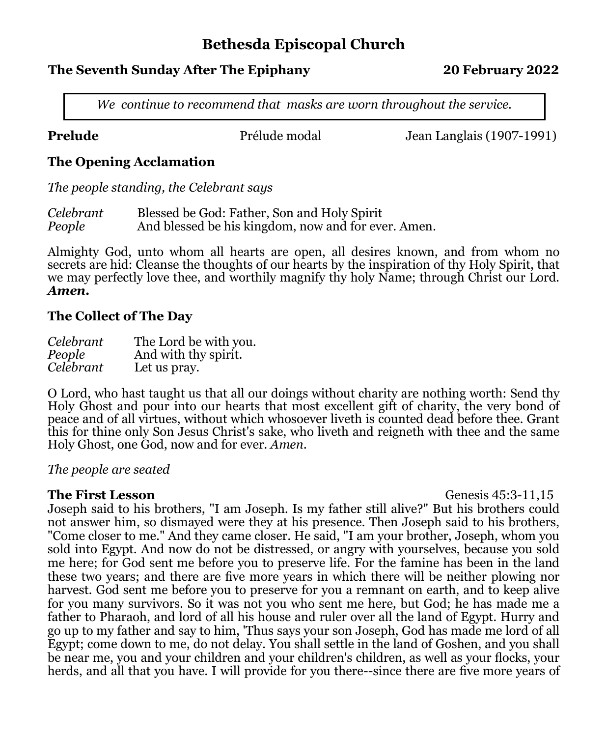# Bethesda Episcopal Church

**The Seventh Sunday After The Epiphany** **20 February 2022**

*We continue to recommend that masks are worn throughout the service.*

**Prelude** Prélude modal Jean Langlais (1907-1991)

**The Opening Acclamation**

*The people standing, the Celebrant says*

*Celebrant* Blessed be God: Father, Son and Holy Spirit
*People* And blessed be his kingdom, now and for ever. Amen.

Almighty God, unto whom all hearts are open, all desires known, and from whom no secrets are hid: Cleanse the thoughts of our hearts by the inspiration of thy Holy Spirit, that we may perfectly love thee, and worthily magnify thy holy Name; through Christ our Lord. ***Amen.***

**The Collect of The Day**

*Celebrant* The Lord be with you.
*People* And with thy spirit.
*Celebrant* Let us pray.

O Lord, who hast taught us that all our doings without charity are nothing worth: Send thy Holy Ghost and pour into our hearts that most excellent gift of charity, the very bond of peace and of all virtues, without which whosoever liveth is counted dead before thee. Grant this for thine only Son Jesus Christ's sake, who liveth and reigneth with thee and the same Holy Ghost, one God, now and for ever. *Amen.*

*The people are seated*

**The First Lesson** Genesis 45:3-11,15

Joseph said to his brothers, "I am Joseph. Is my father still alive?" But his brothers could not answer him, so dismayed were they at his presence. Then Joseph said to his brothers, "Come closer to me." And they came closer. He said, "I am your brother, Joseph, whom you sold into Egypt. And now do not be distressed, or angry with yourselves, because you sold me here; for God sent me before you to preserve life. For the famine has been in the land these two years; and there are five more years in which there will be neither plowing nor harvest. God sent me before you to preserve for you a remnant on earth, and to keep alive for you many survivors. So it was not you who sent me here, but God; he has made me a father to Pharaoh, and lord of all his house and ruler over all the land of Egypt. Hurry and go up to my father and say to him, 'Thus says your son Joseph, God has made me lord of all Egypt; come down to me, do not delay. You shall settle in the land of Goshen, and you shall be near me, you and your children and your children's children, as well as your flocks, your herds, and all that you have. I will provide for you there--since there are five more years of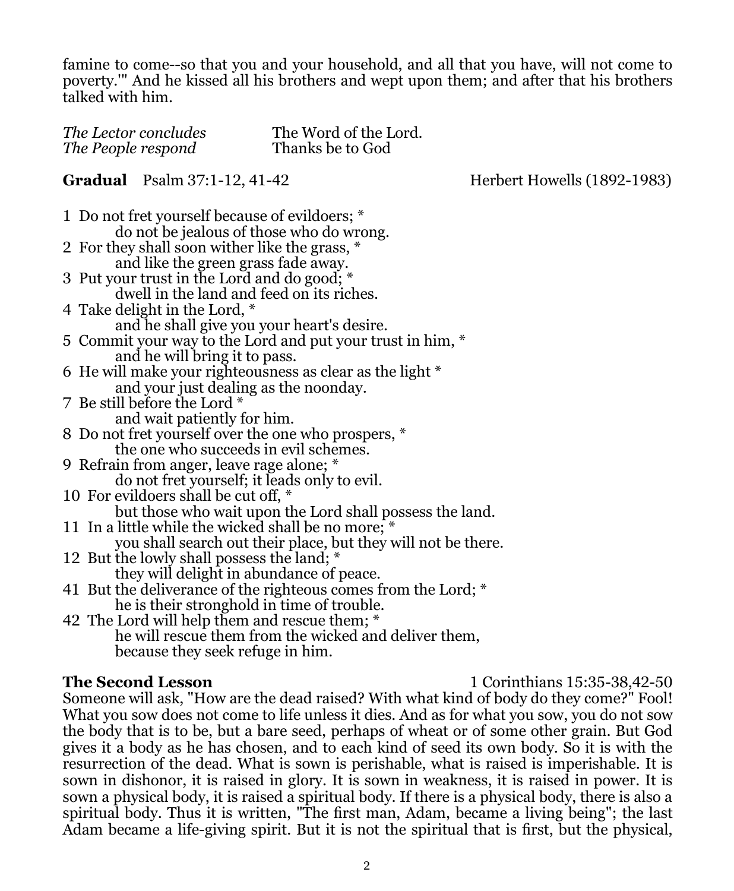famine to come--so that you and your household, and all that you have, will not come to poverty.'" And he kissed all his brothers and wept upon them; and after that his brothers talked with him.

*The Lector concludes* The Word of the Lord.
*The People respond* Thanks be to God

**Gradual** Psalm 37:1-12, 41-42 Herbert Howells (1892-1983)

1 Do not fret yourself because of evildoers; *
do not be jealous of those who do wrong.
2 For they shall soon wither like the grass, *
and like the green grass fade away.
3 Put your trust in the Lord and do good; *
dwell in the land and feed on its riches.
4 Take delight in the Lord, *
and he shall give you your heart's desire.
5 Commit your way to the Lord and put your trust in him, *
and he will bring it to pass.
6 He will make your righteousness as clear as the light *
and your just dealing as the noonday.
7 Be still before the Lord *
and wait patiently for him.
8 Do not fret yourself over the one who prospers, *
the one who succeeds in evil schemes.
9 Refrain from anger, leave rage alone; *
do not fret yourself; it leads only to evil.
10 For evildoers shall be cut off, *
but those who wait upon the Lord shall possess the land.
11 In a little while the wicked shall be no more; *
you shall search out their place, but they will not be there.
12 But the lowly shall possess the land; *
they will delight in abundance of peace.
41 But the deliverance of the righteous comes from the Lord; *
he is their stronghold in time of trouble.
42 The Lord will help them and rescue them; *
he will rescue them from the wicked and deliver them,
because they seek refuge in him.

**The Second Lesson** 1 Corinthians 15:35-38,42-50

Someone will ask, "How are the dead raised? With what kind of body do they come?" Fool! What you sow does not come to life unless it dies. And as for what you sow, you do not sow the body that is to be, but a bare seed, perhaps of wheat or of some other grain. But God gives it a body as he has chosen, and to each kind of seed its own body. So it is with the resurrection of the dead. What is sown is perishable, what is raised is imperishable. It is sown in dishonor, it is raised in glory. It is sown in weakness, it is raised in power. It is sown a physical body, it is raised a spiritual body. If there is a physical body, there is also a spiritual body. Thus it is written, "The first man, Adam, became a living being"; the last Adam became a life-giving spirit. But it is not the spiritual that is first, but the physical,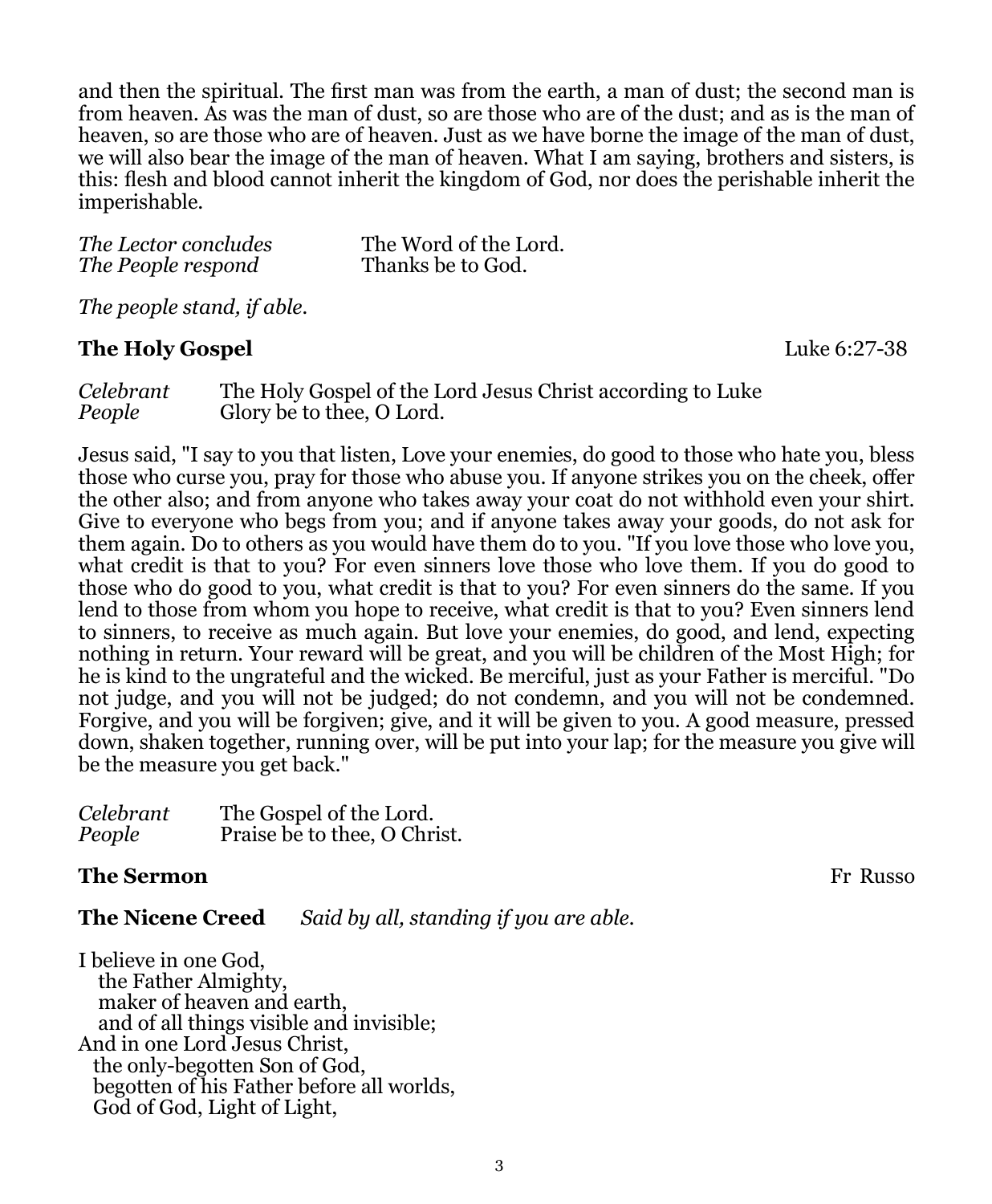and then the spiritual. The first man was from the earth, a man of dust; the second man is from heaven. As was the man of dust, so are those who are of the dust; and as is the man of heaven, so are those who are of heaven. Just as we have borne the image of the man of dust, we will also bear the image of the man of heaven. What I am saying, brothers and sisters, is this: flesh and blood cannot inherit the kingdom of God, nor does the perishable inherit the imperishable.

| | |
|---|---|
| *The Lector concludes* | The Word of the Lord. |
| *The People respond* | Thanks be to God. |

*The people stand, if able.*

**The Holy Gospel** Luke 6:27-38

| | |
|---|---|
| *Celebrant* | The Holy Gospel of the Lord Jesus Christ according to Luke |
| *People* | Glory be to thee, O Lord. |

Jesus said, "I say to you that listen, Love your enemies, do good to those who hate you, bless those who curse you, pray for those who abuse you. If anyone strikes you on the cheek, offer the other also; and from anyone who takes away your coat do not withhold even your shirt. Give to everyone who begs from you; and if anyone takes away your goods, do not ask for them again. Do to others as you would have them do to you. "If you love those who love you, what credit is that to you? For even sinners love those who love them. If you do good to those who do good to you, what credit is that to you? For even sinners do the same. If you lend to those from whom you hope to receive, what credit is that to you? Even sinners lend to sinners, to receive as much again. But love your enemies, do good, and lend, expecting nothing in return. Your reward will be great, and you will be children of the Most High; for he is kind to the ungrateful and the wicked. Be merciful, just as your Father is merciful. "Do not judge, and you will not be judged; do not condemn, and you will not be condemned. Forgive, and you will be forgiven; give, and it will be given to you. A good measure, pressed down, shaken together, running over, will be put into your lap; for the measure you give will be the measure you get back."

| | |
|---|---|
| *Celebrant* | The Gospel of the Lord. |
| *People* | Praise be to thee, O Christ. |

**The Sermon** Fr Russo

**The Nicene Creed** *Said by all, standing if you are able.*

I believe in one God,  
the Father Almighty,  
maker of heaven and earth,  
and of all things visible and invisible;  
And in one Lord Jesus Christ,  
the only-begotten Son of God,  
begotten of his Father before all worlds,  
God of God, Light of Light,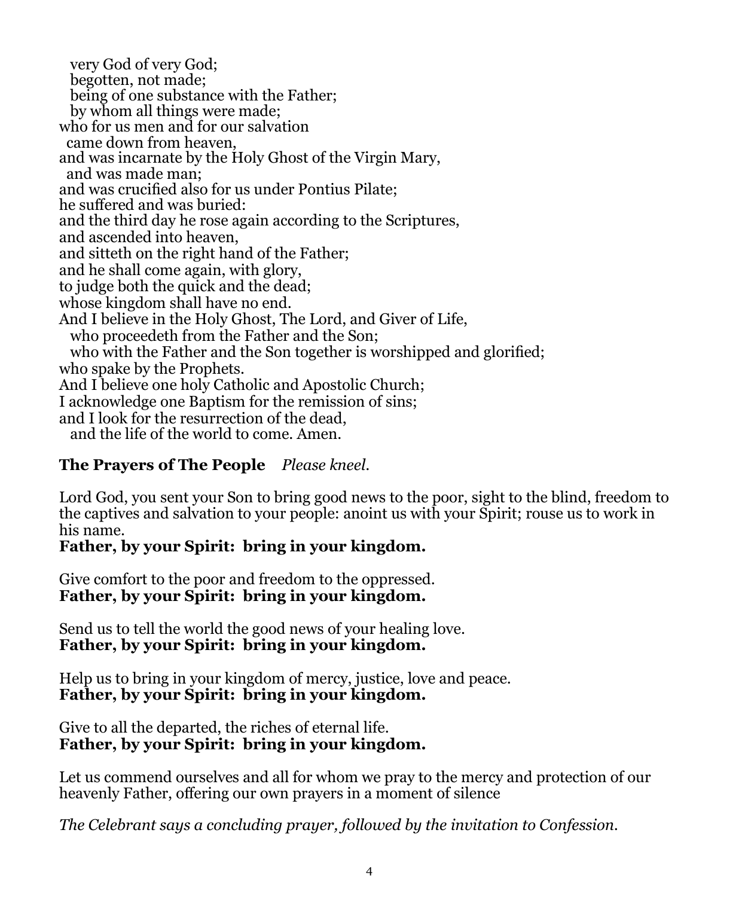very God of very God;
begotten, not made;
being of one substance with the Father;
by whom all things were made;
who for us men and for our salvation
came down from heaven,
and was incarnate by the Holy Ghost of the Virgin Mary,
and was made man;
and was crucified also for us under Pontius Pilate;
he suffered and was buried:
and the third day he rose again according to the Scriptures,
and ascended into heaven,
and sitteth on the right hand of the Father;
and he shall come again, with glory,
to judge both the quick and the dead;
whose kingdom shall have no end.
And I believe in the Holy Ghost, The Lord, and Giver of Life,
who proceedeth from the Father and the Son;
who with the Father and the Son together is worshipped and glorified;
who spake by the Prophets.
And I believe one holy Catholic and Apostolic Church;
I acknowledge one Baptism for the remission of sins;
and I look for the resurrection of the dead,
and the life of the world to come. Amen.

**The Prayers of The People** *Please kneel.*

Lord God, you sent your Son to bring good news to the poor, sight to the blind, freedom to the captives and salvation to your people: anoint us with your Spirit; rouse us to work in his name.
**Father, by your Spirit: bring in your kingdom.**

Give comfort to the poor and freedom to the oppressed.
**Father, by your Spirit: bring in your kingdom.**

Send us to tell the world the good news of your healing love.
**Father, by your Spirit: bring in your kingdom.**

Help us to bring in your kingdom of mercy, justice, love and peace.
**Father, by your Spirit: bring in your kingdom.**

Give to all the departed, the riches of eternal life.
**Father, by your Spirit: bring in your kingdom.**

Let us commend ourselves and all for whom we pray to the mercy and protection of our heavenly Father, offering our own prayers in a moment of silence

*The Celebrant says a concluding prayer, followed by the invitation to Confession.*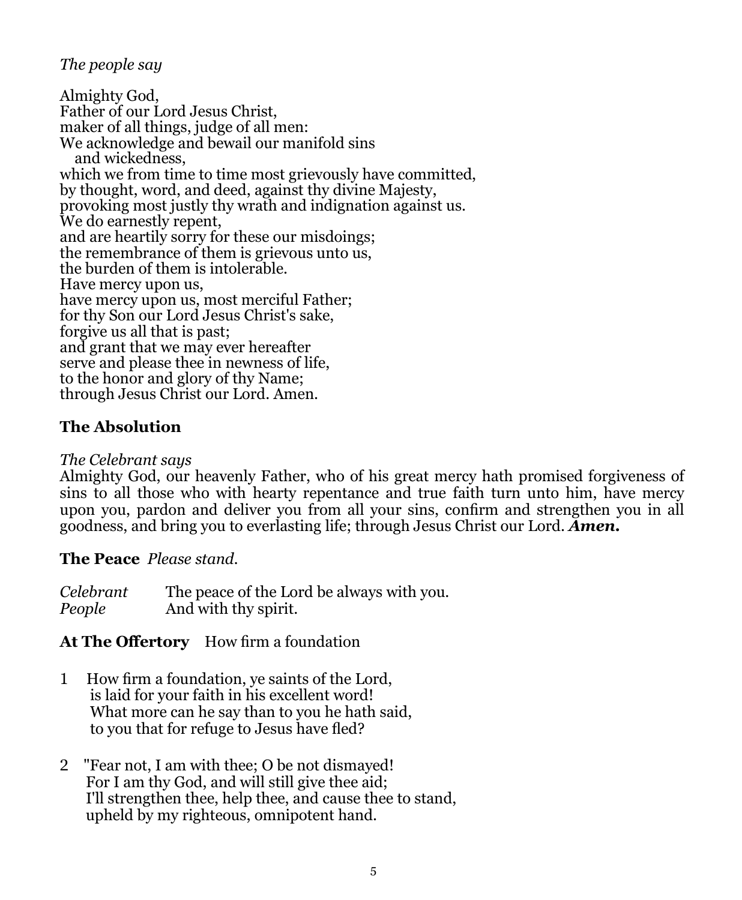*The people say*

Almighty God,
Father of our Lord Jesus Christ,
maker of all things, judge of all men:
We acknowledge and bewail our manifold sins
   and wickedness,
which we from time to time most grievously have committed,
by thought, word, and deed, against thy divine Majesty,
provoking most justly thy wrath and indignation against us.
We do earnestly repent,
and are heartily sorry for these our misdoings;
the remembrance of them is grievous unto us,
the burden of them is intolerable.
Have mercy upon us,
have mercy upon us, most merciful Father;
for thy Son our Lord Jesus Christ's sake,
forgive us all that is past;
and grant that we may ever hereafter
serve and please thee in newness of life,
to the honor and glory of thy Name;
through Jesus Christ our Lord. Amen.

**The Absolution**

*The Celebrant says*
Almighty God, our heavenly Father, who of his great mercy hath promised forgiveness of sins to all those who with hearty repentance and true faith turn unto him, have mercy upon you, pardon and deliver you from all your sins, confirm and strengthen you in all goodness, and bring you to everlasting life; through Jesus Christ our Lord. ***Amen.***

**The Peace** *Please stand.*

*Celebrant* The peace of the Lord be always with you.
*People* And with thy spirit.

**At The Offertory** How firm a foundation

1 How firm a foundation, ye saints of the Lord,
is laid for your faith in his excellent word!
What more can he say than to you he hath said,
to you that for refuge to Jesus have fled?

2 "Fear not, I am with thee; O be not dismayed!
For I am thy God, and will still give thee aid;
I'll strengthen thee, help thee, and cause thee to stand,
upheld by my righteous, omnipotent hand.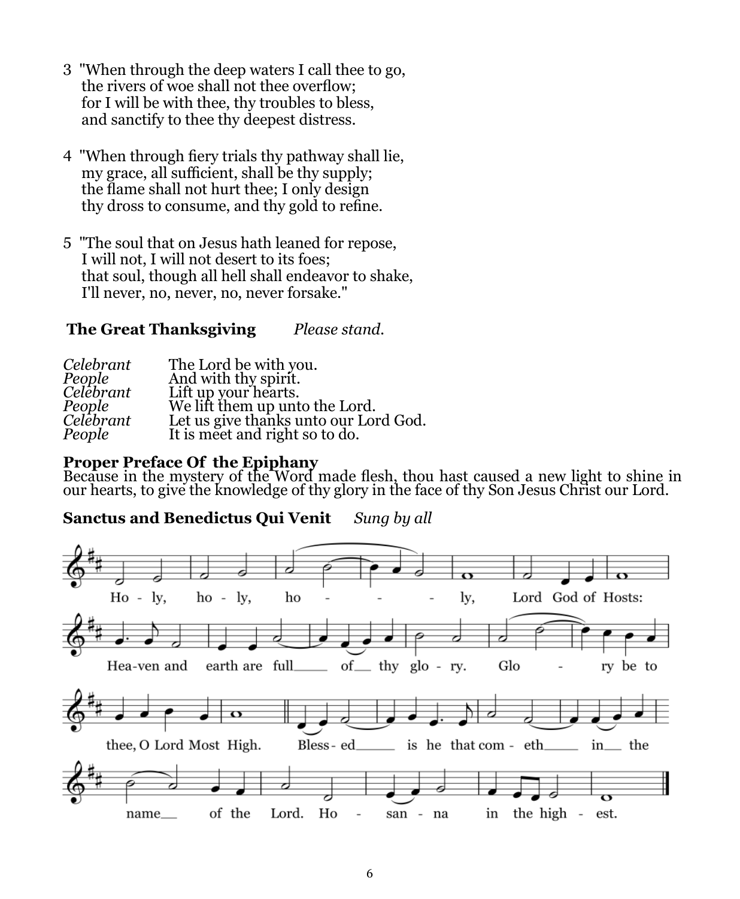3 "When through the deep waters I call thee to go,
the rivers of woe shall not thee overflow;
for I will be with thee, thy troubles to bless,
and sanctify to thee thy deepest distress.

4 "When through fiery trials thy pathway shall lie,
my grace, all sufficient, shall be thy supply;
the flame shall not hurt thee; I only design
thy dross to consume, and thy gold to refine.

5 "The soul that on Jesus hath leaned for repose,
I will not, I will not desert to its foes;
that soul, though all hell shall endeavor to shake,
I'll never, no, never, no, never forsake."

**The Great Thanksgiving** *Please stand.*

*Celebrant* The Lord be with you.
*People* And with thy spirit.
*Celebrant* Lift up your hearts.
*People* We lift them up unto the Lord.
*Celebrant* Let us give thanks unto our Lord God.
*People* It is meet and right so to do.

**Proper Preface Of the Epiphany**
Because in the mystery of the Word made flesh, thou hast caused a new light to shine in our hearts, to give the knowledge of thy glory in the face of thy Son Jesus Christ our Lord.

**Sanctus and Benedictus Qui Venit** *Sung by all*

Ho - ly, ho - ly, ho - - - - ly, Lord God of Hosts:
Hea-ven and earth are full___ of___ thy glo - ry. Glo - ry be to
thee, O Lord Most High. Bless - ed___ is he that com - eth___ in___ the
name___ of the Lord. Ho - san - na in the high - est.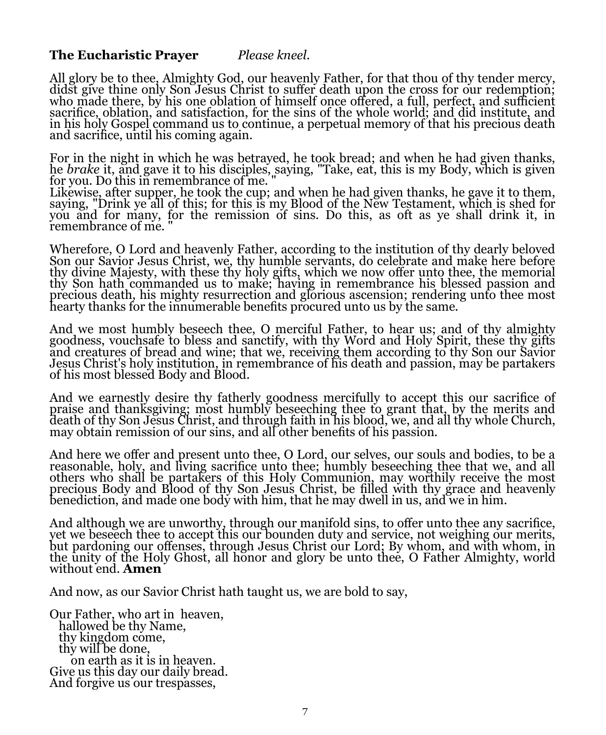**The Eucharistic Prayer** *Please kneel.*

All glory be to thee, Almighty God, our heavenly Father, for that thou of thy tender mercy, didst give thine only Son Jesus Christ to suffer death upon the cross for our redemption; who made there, by his one oblation of himself once offered, a full, perfect, and sufficient sacrifice, oblation, and satisfaction, for the sins of the whole world; and did institute, and in his holy Gospel command us to continue, a perpetual memory of that his precious death and sacrifice, until his coming again.

For in the night in which he was betrayed, he took bread; and when he had given thanks, he *brake* it, and gave it to his disciples, saying, "Take, eat, this is my Body, which is given for you. Do this in remembrance of me. "
Likewise, after supper, he took the cup; and when he had given thanks, he gave it to them, saying, "Drink ye all of this; for this is my Blood of the New Testament, which is shed for you and for many, for the remission of sins. Do this, as oft as ye shall drink it, in remembrance of me. "

Wherefore, O Lord and heavenly Father, according to the institution of thy dearly beloved Son our Savior Jesus Christ, we, thy humble servants, do celebrate and make here before thy divine Majesty, with these thy holy gifts, which we now offer unto thee, the memorial thy Son hath commanded us to make; having in remembrance his blessed passion and precious death, his mighty resurrection and glorious ascension; rendering unto thee most hearty thanks for the innumerable benefits procured unto us by the same.

And we most humbly beseech thee, O merciful Father, to hear us; and of thy almighty goodness, vouchsafe to bless and sanctify, with thy Word and Holy Spirit, these thy gifts and creatures of bread and wine; that we, receiving them according to thy Son our Savior Jesus Christ's holy institution, in remembrance of his death and passion, may be partakers of his most blessed Body and Blood.

And we earnestly desire thy fatherly goodness mercifully to accept this our sacrifice of praise and thanksgiving; most humbly beseeching thee to grant that, by the merits and death of thy Son Jesus Christ, and through faith in his blood, we, and all thy whole Church, may obtain remission of our sins, and all other benefits of his passion.

And here we offer and present unto thee, O Lord, our selves, our souls and bodies, to be a reasonable, holy, and living sacrifice unto thee; humbly beseeching thee that we, and all others who shall be partakers of this Holy Communion, may worthily receive the most precious Body and Blood of thy Son Jesus Christ, be filled with thy grace and heavenly benediction, and made one body with him, that he may dwell in us, and we in him.

And although we are unworthy, through our manifold sins, to offer unto thee any sacrifice, yet we beseech thee to accept this our bounden duty and service, not weighing our merits, but pardoning our offenses, through Jesus Christ our Lord; By whom, and with whom, in the unity of the Holy Ghost, all honor and glory be unto thee, O Father Almighty, world without end. **Amen**

And now, as our Savior Christ hath taught us, we are bold to say,

Our Father, who art in heaven,
  hallowed be thy Name,
  thy kingdom come,
  thy will be done,
    on earth as it is in heaven.
Give us this day our daily bread.
And forgive us our trespasses,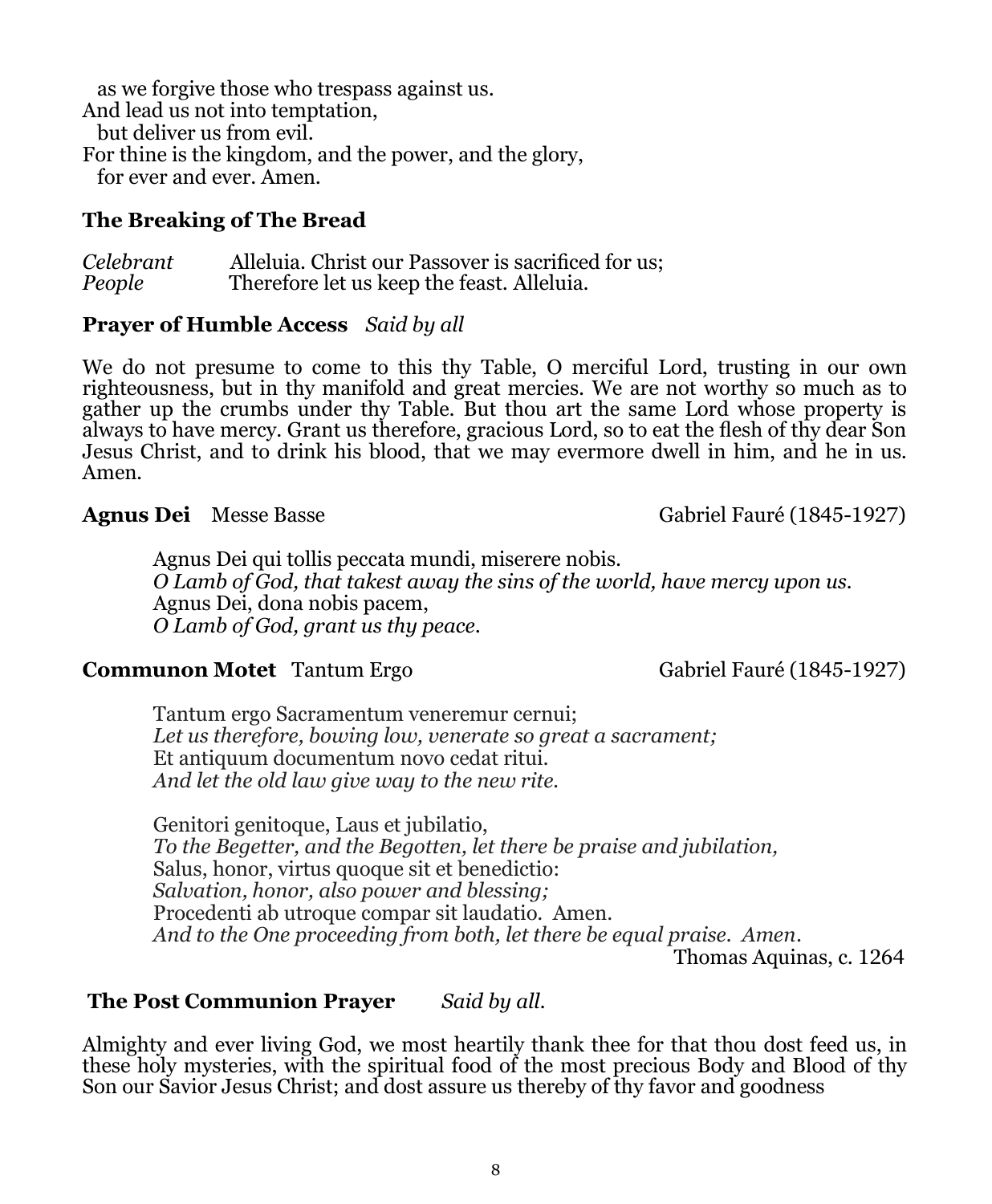as we forgive those who trespass against us.
And lead us not into temptation,
but deliver us from evil.
For thine is the kingdom, and the power, and the glory,
for ever and ever. Amen.

**The Breaking of The Bread**

*Celebrant* Alleluia. Christ our Passover is sacrificed for us;
*People* Therefore let us keep the feast. Alleluia.

**Prayer of Humble Access** *Said by all*

We do not presume to come to this thy Table, O merciful Lord, trusting in our own righteousness, but in thy manifold and great mercies. We are not worthy so much as to gather up the crumbs under thy Table. But thou art the same Lord whose property is always to have mercy. Grant us therefore, gracious Lord, so to eat the flesh of thy dear Son Jesus Christ, and to drink his blood, that we may evermore dwell in him, and he in us. Amen.

**Agnus Dei** Messe Basse Gabriel Fauré (1845-1927)

Agnus Dei qui tollis peccata mundi, miserere nobis.
*O Lamb of God, that takest away the sins of the world, have mercy upon us.*
Agnus Dei, dona nobis pacem,
*O Lamb of God, grant us thy peace.*

**Communon Motet** Tantum Ergo Gabriel Fauré (1845-1927)

Tantum ergo Sacramentum veneremur cernui;
*Let us therefore, bowing low, venerate so great a sacrament;*
Et antiquum documentum novo cedat ritui.
*And let the old law give way to the new rite.*

Genitori genitoque, Laus et jubilatio,
*To the Begetter, and the Begotten, let there be praise and jubilation,*
Salus, honor, virtus quoque sit et benedictio:
*Salvation, honor, also power and blessing;*
Procedenti ab utroque compar sit laudatio. Amen.
*And to the One proceeding from both, let there be equal praise. Amen.*

Thomas Aquinas, c. 1264

**The Post Communion Prayer** *Said by all.*

Almighty and ever living God, we most heartily thank thee for that thou dost feed us, in these holy mysteries, with the spiritual food of the most precious Body and Blood of thy Son our Savior Jesus Christ; and dost assure us thereby of thy favor and goodness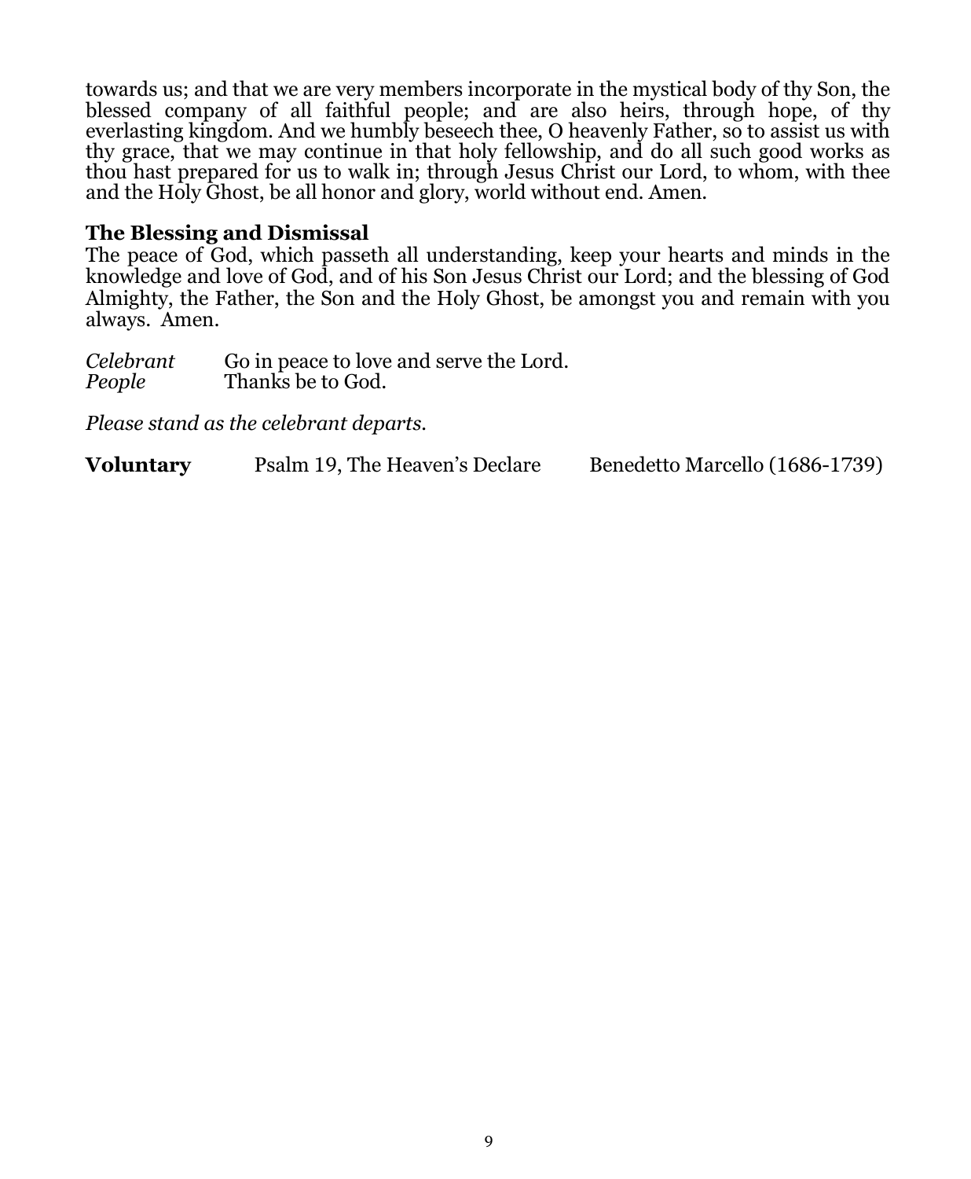towards us; and that we are very members incorporate in the mystical body of thy Son, the blessed company of all faithful people; and are also heirs, through hope, of thy everlasting kingdom. And we humbly beseech thee, O heavenly Father, so to assist us with thy grace, that we may continue in that holy fellowship, and do all such good works as thou hast prepared for us to walk in; through Jesus Christ our Lord, to whom, with thee and the Holy Ghost, be all honor and glory, world without end. Amen.

**The Blessing and Dismissal**

The peace of God, which passeth all understanding, keep your hearts and minds in the knowledge and love of God, and of his Son Jesus Christ our Lord; and the blessing of God Almighty, the Father, the Son and the Holy Ghost, be amongst you and remain with you always. Amen.

*Celebrant* Go in peace to love and serve the Lord.
*People* Thanks be to God.

*Please stand as the celebrant departs.*

**Voluntary** Psalm 19, The Heaven's Declare Benedetto Marcello (1686-1739)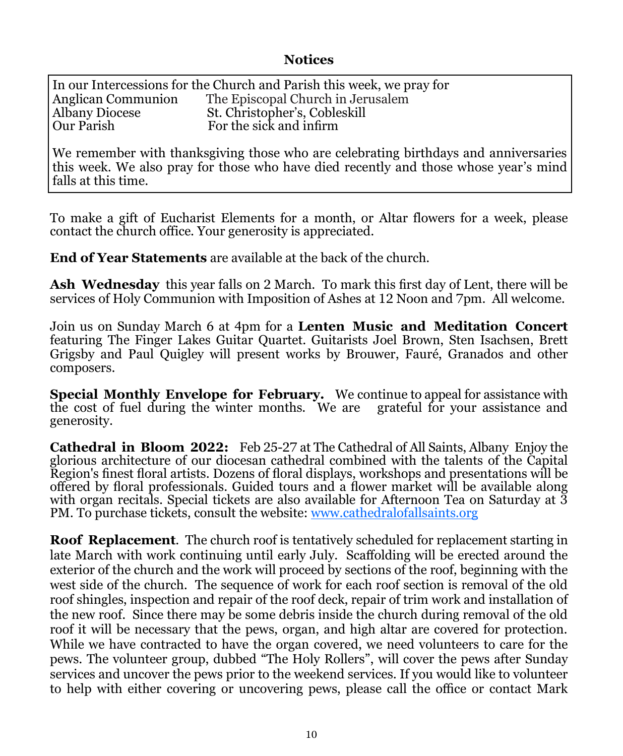## Notices

In our Intercessions for the Church and Parish this week, we pray for

| | |
|---|---|
| Anglican Communion | The Episcopal Church in Jerusalem |
| Albany Diocese | St. Christopher's, Cobleskill |
| Our Parish | For the sick and infirm |

We remember with thanksgiving those who are celebrating birthdays and anniversaries this week. We also pray for those who have died recently and those whose year's mind falls at this time.

To make a gift of Eucharist Elements for a month, or Altar flowers for a week, please contact the church office. Your generosity is appreciated.

**End of Year Statements** are available at the back of the church.

**Ash Wednesday** this year falls on 2 March. To mark this first day of Lent, there will be services of Holy Communion with Imposition of Ashes at 12 Noon and 7pm. All welcome.

Join us on Sunday March 6 at 4pm for a **Lenten Music and Meditation Concert** featuring The Finger Lakes Guitar Quartet. Guitarists Joel Brown, Sten Isachsen, Brett Grigsby and Paul Quigley will present works by Brouwer, Fauré, Granados and other composers.

**Special Monthly Envelope for February.** We continue to appeal for assistance with the cost of fuel during the winter months. We are grateful for your assistance and generosity.

**Cathedral in Bloom 2022:** Feb 25-27 at The Cathedral of All Saints, Albany Enjoy the glorious architecture of our diocesan cathedral combined with the talents of the Capital Region's finest floral artists. Dozens of floral displays, workshops and presentations will be offered by floral professionals. Guided tours and a flower market will be available along with organ recitals. Special tickets are also available for Afternoon Tea on Saturday at 3 PM. To purchase tickets, consult the website: www.cathedralofallsaints.org

**Roof Replacement**. The church roof is tentatively scheduled for replacement starting in late March with work continuing until early July. Scaffolding will be erected around the exterior of the church and the work will proceed by sections of the roof, beginning with the west side of the church. The sequence of work for each roof section is removal of the old roof shingles, inspection and repair of the roof deck, repair of trim work and installation of the new roof. Since there may be some debris inside the church during removal of the old roof it will be necessary that the pews, organ, and high altar are covered for protection. While we have contracted to have the organ covered, we need volunteers to care for the pews. The volunteer group, dubbed "The Holy Rollers", will cover the pews after Sunday services and uncover the pews prior to the weekend services. If you would like to volunteer to help with either covering or uncovering pews, please call the office or contact Mark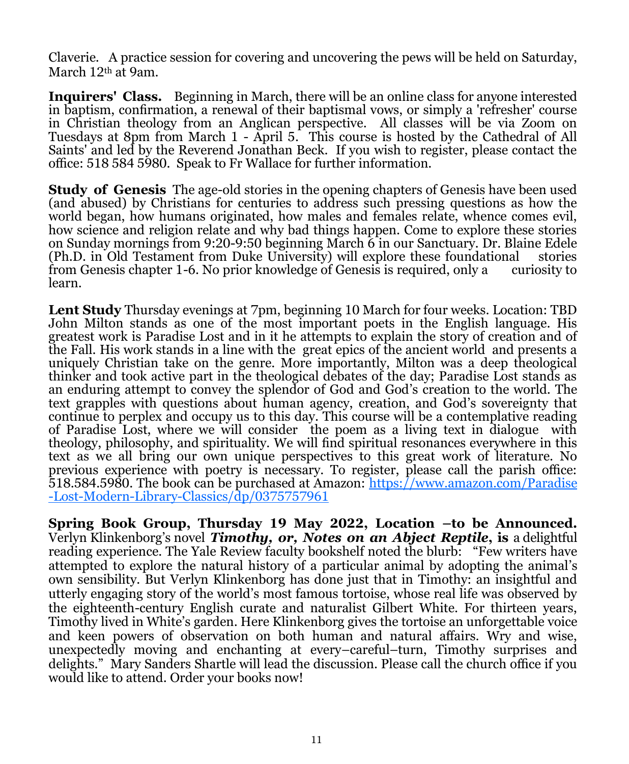Claverie. A practice session for covering and uncovering the pews will be held on Saturday, March 12th at 9am.

**Inquirers' Class.** Beginning in March, there will be an online class for anyone interested in baptism, confirmation, a renewal of their baptismal vows, or simply a 'refresher' course in Christian theology from an Anglican perspective. All classes will be via Zoom on Tuesdays at 8pm from March 1 - April 5. This course is hosted by the Cathedral of All Saints' and led by the Reverend Jonathan Beck. If you wish to register, please contact the office: 518 584 5980. Speak to Fr Wallace for further information.

**Study of Genesis** The age-old stories in the opening chapters of Genesis have been used (and abused) by Christians for centuries to address such pressing questions as how the world began, how humans originated, how males and females relate, whence comes evil, how science and religion relate and why bad things happen. Come to explore these stories on Sunday mornings from 9:20-9:50 beginning March 6 in our Sanctuary. Dr. Blaine Edele (Ph.D. in Old Testament from Duke University) will explore these foundational stories from Genesis chapter 1-6. No prior knowledge of Genesis is required, only a curiosity to learn.

**Lent Study** Thursday evenings at 7pm, beginning 10 March for four weeks. Location: TBD John Milton stands as one of the most important poets in the English language. His greatest work is Paradise Lost and in it he attempts to explain the story of creation and of the Fall. His work stands in a line with the great epics of the ancient world and presents a uniquely Christian take on the genre. More importantly, Milton was a deep theological thinker and took active part in the theological debates of the day; Paradise Lost stands as an enduring attempt to convey the splendor of God and God's creation to the world. The text grapples with questions about human agency, creation, and God's sovereignty that continue to perplex and occupy us to this day. This course will be a contemplative reading of Paradise Lost, where we will consider the poem as a living text in dialogue with theology, philosophy, and spirituality. We will find spiritual resonances everywhere in this text as we all bring our own unique perspectives to this great work of literature. No previous experience with poetry is necessary. To register, please call the parish office: 518.584.5980. The book can be purchased at Amazon: [https://www.amazon.com/Paradise-Lost-Modern-Library-Classics/dp/0375757961](https://www.amazon.com/Paradise-Lost-Modern-Library-Classics/dp/0375757961)

**Spring Book Group, Thursday 19 May 2022, Location –to be Announced.** Verlyn Klinkenborg's novel ***Timothy, or, Notes on an Abject Reptile*, is** a delightful reading experience. The Yale Review faculty bookshelf noted the blurb: "Few writers have attempted to explore the natural history of a particular animal by adopting the animal's own sensibility. But Verlyn Klinkenborg has done just that in Timothy: an insightful and utterly engaging story of the world's most famous tortoise, whose real life was observed by the eighteenth-century English curate and naturalist Gilbert White. For thirteen years, Timothy lived in White's garden. Here Klinkenborg gives the tortoise an unforgettable voice and keen powers of observation on both human and natural affairs. Wry and wise, unexpectedly moving and enchanting at every–careful–turn, Timothy surprises and delights." Mary Sanders Shartle will lead the discussion. Please call the church office if you would like to attend. Order your books now!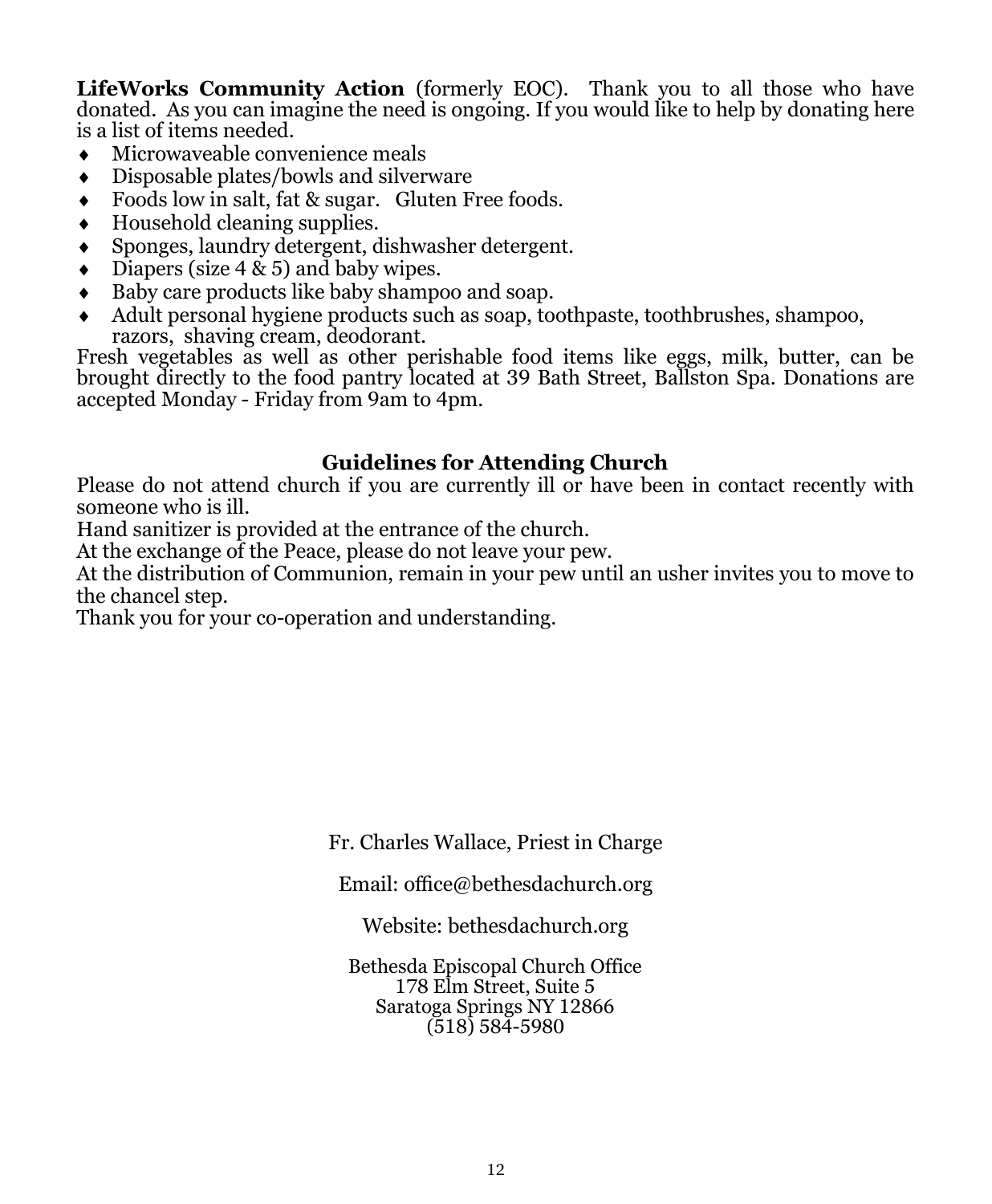**LifeWorks Community Action** (formerly EOC). Thank you to all those who have donated. As you can imagine the need is ongoing. If you would like to help by donating here is a list of items needed.

- Microwaveable convenience meals
- Disposable plates/bowls and silverware
- Foods low in salt, fat & sugar. Gluten Free foods.
- Household cleaning supplies.
- Sponges, laundry detergent, dishwasher detergent.
- Diapers (size 4 & 5) and baby wipes.
- Baby care products like baby shampoo and soap.
- Adult personal hygiene products such as soap, toothpaste, toothbrushes, shampoo, razors, shaving cream, deodorant.

Fresh vegetables as well as other perishable food items like eggs, milk, butter, can be brought directly to the food pantry located at 39 Bath Street, Ballston Spa. Donations are accepted Monday - Friday from 9am to 4pm.

## Guidelines for Attending Church

Please do not attend church if you are currently ill or have been in contact recently with someone who is ill.

Hand sanitizer is provided at the entrance of the church.

At the exchange of the Peace, please do not leave your pew.

At the distribution of Communion, remain in your pew until an usher invites you to move to the chancel step.

Thank you for your co-operation and understanding.

Fr. Charles Wallace, Priest in Charge

Email: office@bethesdachurch.org

Website: bethesdachurch.org

Bethesda Episcopal Church Office
178 Elm Street, Suite 5
Saratoga Springs NY 12866
(518) 584-5980